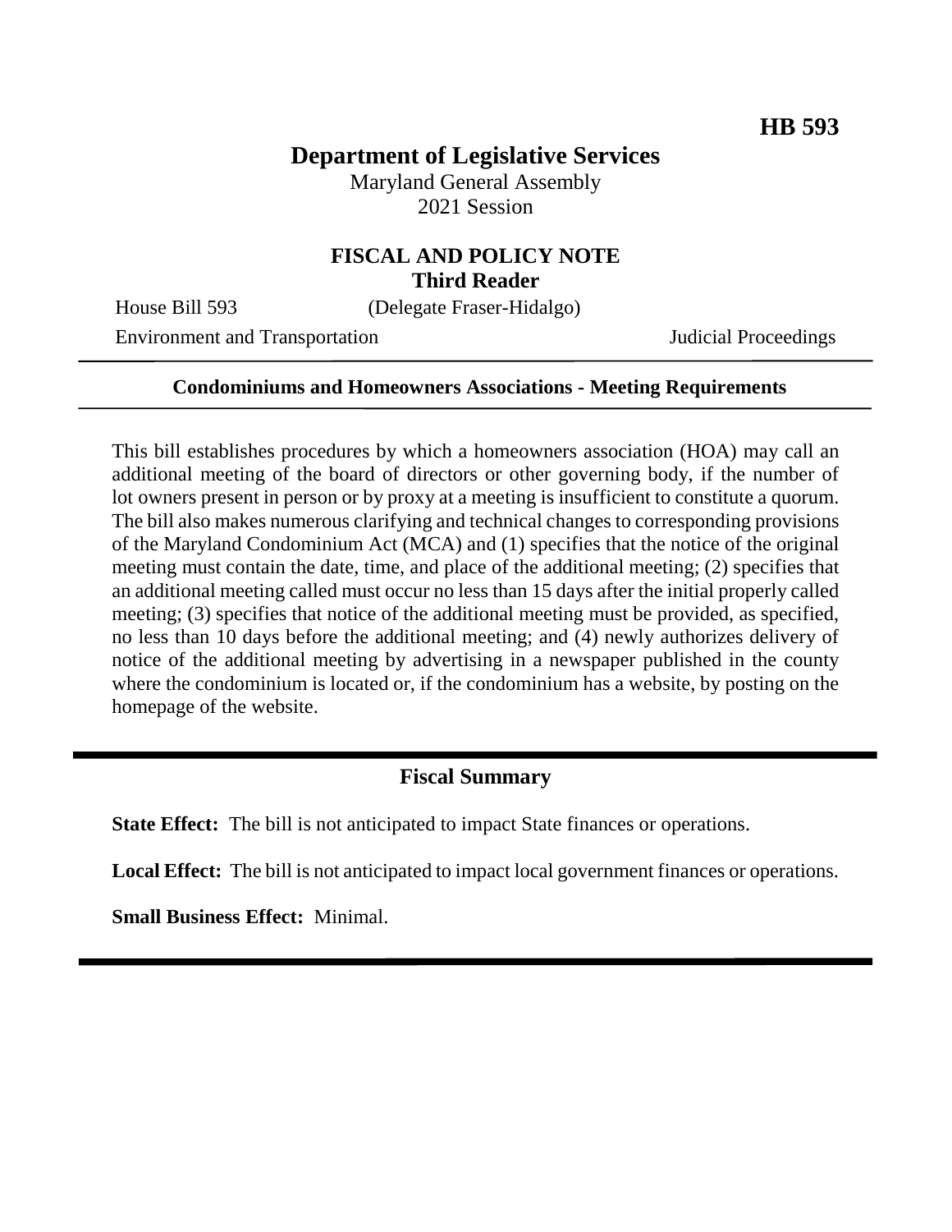**HB 593**

# Department of Legislative Services

Maryland General Assembly
2021 Session

## FISCAL AND POLICY NOTE
**Third Reader**

House Bill 593 (Delegate Fraser-Hidalgo)

Environment and Transportation | Judicial Proceedings

---

**Condominiums and Homeowners Associations - Meeting Requirements**

---

This bill establishes procedures by which a homeowners association (HOA) may call an additional meeting of the board of directors or other governing body, if the number of lot owners present in person or by proxy at a meeting is insufficient to constitute a quorum. The bill also makes numerous clarifying and technical changes to corresponding provisions of the Maryland Condominium Act (MCA) and (1) specifies that the notice of the original meeting must contain the date, time, and place of the additional meeting; (2) specifies that an additional meeting called must occur no less than 15 days after the initial properly called meeting; (3) specifies that notice of the additional meeting must be provided, as specified, no less than 10 days before the additional meeting; and (4) newly authorizes delivery of notice of the additional meeting by advertising in a newspaper published in the county where the condominium is located or, if the condominium has a website, by posting on the homepage of the website.

---

## Fiscal Summary

**State Effect:** The bill is not anticipated to impact State finances or operations.

**Local Effect:** The bill is not anticipated to impact local government finances or operations.

**Small Business Effect:** Minimal.

---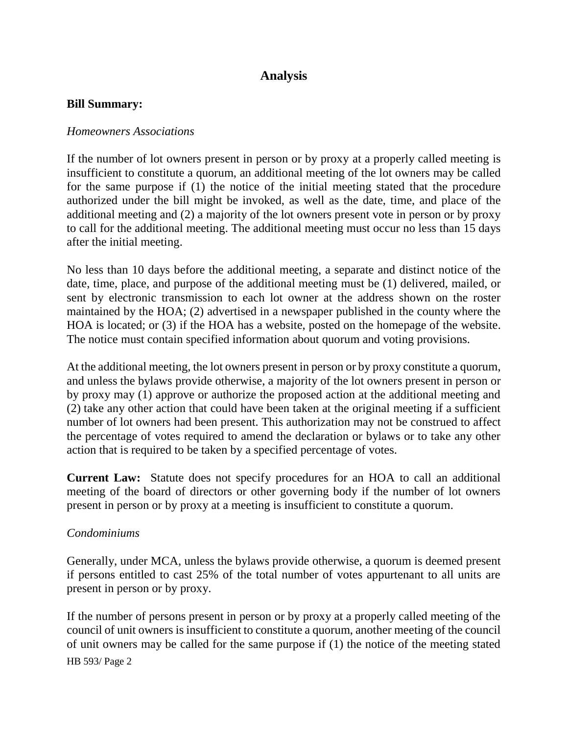## Analysis

**Bill Summary:**

*Homeowners Associations*

If the number of lot owners present in person or by proxy at a properly called meeting is insufficient to constitute a quorum, an additional meeting of the lot owners may be called for the same purpose if (1) the notice of the initial meeting stated that the procedure authorized under the bill might be invoked, as well as the date, time, and place of the additional meeting and (2) a majority of the lot owners present vote in person or by proxy to call for the additional meeting. The additional meeting must occur no less than 15 days after the initial meeting.

No less than 10 days before the additional meeting, a separate and distinct notice of the date, time, place, and purpose of the additional meeting must be (1) delivered, mailed, or sent by electronic transmission to each lot owner at the address shown on the roster maintained by the HOA; (2) advertised in a newspaper published in the county where the HOA is located; or (3) if the HOA has a website, posted on the homepage of the website. The notice must contain specified information about quorum and voting provisions.

At the additional meeting, the lot owners present in person or by proxy constitute a quorum, and unless the bylaws provide otherwise, a majority of the lot owners present in person or by proxy may (1) approve or authorize the proposed action at the additional meeting and (2) take any other action that could have been taken at the original meeting if a sufficient number of lot owners had been present. This authorization may not be construed to affect the percentage of votes required to amend the declaration or bylaws or to take any other action that is required to be taken by a specified percentage of votes.

**Current Law:** Statute does not specify procedures for an HOA to call an additional meeting of the board of directors or other governing body if the number of lot owners present in person or by proxy at a meeting is insufficient to constitute a quorum.

*Condominiums*

Generally, under MCA, unless the bylaws provide otherwise, a quorum is deemed present if persons entitled to cast 25% of the total number of votes appurtenant to all units are present in person or by proxy.

If the number of persons present in person or by proxy at a properly called meeting of the council of unit owners is insufficient to constitute a quorum, another meeting of the council of unit owners may be called for the same purpose if (1) the notice of the meeting stated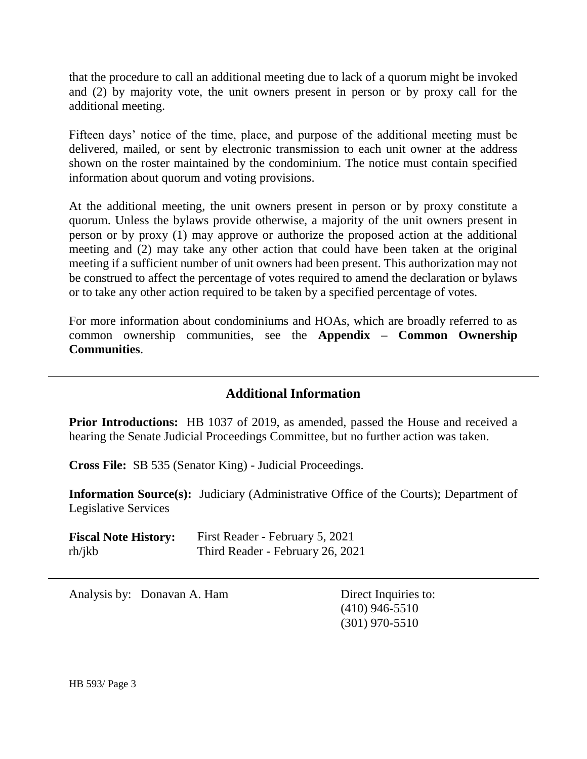that the procedure to call an additional meeting due to lack of a quorum might be invoked and (2) by majority vote, the unit owners present in person or by proxy call for the additional meeting.

Fifteen days' notice of the time, place, and purpose of the additional meeting must be delivered, mailed, or sent by electronic transmission to each unit owner at the address shown on the roster maintained by the condominium. The notice must contain specified information about quorum and voting provisions.

At the additional meeting, the unit owners present in person or by proxy constitute a quorum. Unless the bylaws provide otherwise, a majority of the unit owners present in person or by proxy (1) may approve or authorize the proposed action at the additional meeting and (2) may take any other action that could have been taken at the original meeting if a sufficient number of unit owners had been present. This authorization may not be construed to affect the percentage of votes required to amend the declaration or bylaws or to take any other action required to be taken by a specified percentage of votes.

For more information about condominiums and HOAs, which are broadly referred to as common ownership communities, see the **Appendix – Common Ownership Communities**.

## Additional Information

**Prior Introductions:** HB 1037 of 2019, as amended, passed the House and received a hearing the Senate Judicial Proceedings Committee, but no further action was taken.

**Cross File:** SB 535 (Senator King) - Judicial Proceedings.

**Information Source(s):** Judiciary (Administrative Office of the Courts); Department of Legislative Services

**Fiscal Note History:** First Reader - February 5, 2021
rh/jkb Third Reader - February 26, 2021

Analysis by: Donavan A. Ham

Direct Inquiries to:
(410) 946-5510
(301) 970-5510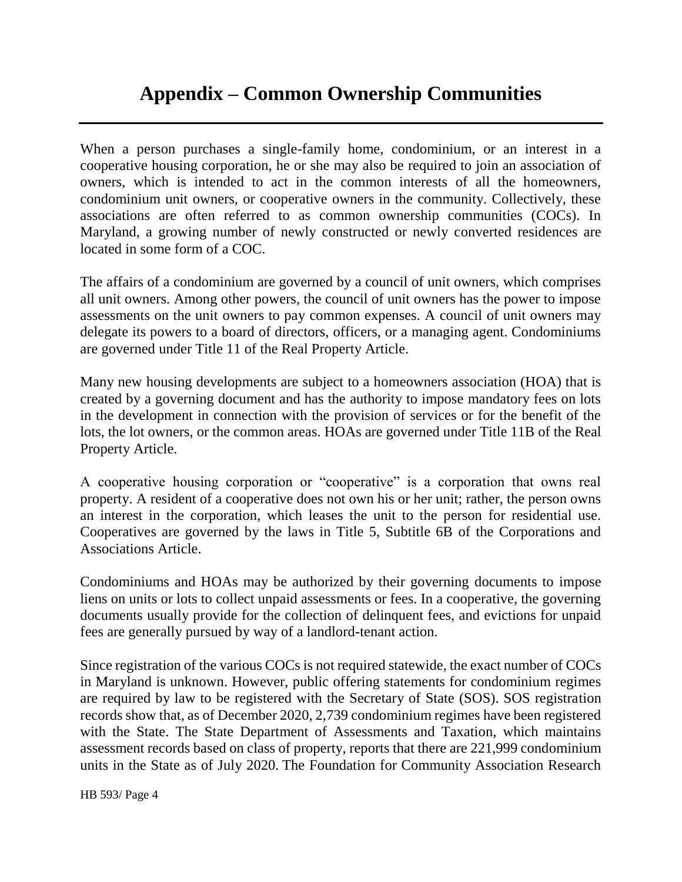# Appendix – Common Ownership Communities

When a person purchases a single-family home, condominium, or an interest in a cooperative housing corporation, he or she may also be required to join an association of owners, which is intended to act in the common interests of all the homeowners, condominium unit owners, or cooperative owners in the community. Collectively, these associations are often referred to as common ownership communities (COCs). In Maryland, a growing number of newly constructed or newly converted residences are located in some form of a COC.

The affairs of a condominium are governed by a council of unit owners, which comprises all unit owners. Among other powers, the council of unit owners has the power to impose assessments on the unit owners to pay common expenses. A council of unit owners may delegate its powers to a board of directors, officers, or a managing agent. Condominiums are governed under Title 11 of the Real Property Article.

Many new housing developments are subject to a homeowners association (HOA) that is created by a governing document and has the authority to impose mandatory fees on lots in the development in connection with the provision of services or for the benefit of the lots, the lot owners, or the common areas. HOAs are governed under Title 11B of the Real Property Article.

A cooperative housing corporation or "cooperative" is a corporation that owns real property. A resident of a cooperative does not own his or her unit; rather, the person owns an interest in the corporation, which leases the unit to the person for residential use. Cooperatives are governed by the laws in Title 5, Subtitle 6B of the Corporations and Associations Article.

Condominiums and HOAs may be authorized by their governing documents to impose liens on units or lots to collect unpaid assessments or fees. In a cooperative, the governing documents usually provide for the collection of delinquent fees, and evictions for unpaid fees are generally pursued by way of a landlord-tenant action.

Since registration of the various COCs is not required statewide, the exact number of COCs in Maryland is unknown. However, public offering statements for condominium regimes are required by law to be registered with the Secretary of State (SOS). SOS registration records show that, as of December 2020, 2,739 condominium regimes have been registered with the State. The State Department of Assessments and Taxation, which maintains assessment records based on class of property, reports that there are 221,999 condominium units in the State as of July 2020. The Foundation for Community Association Research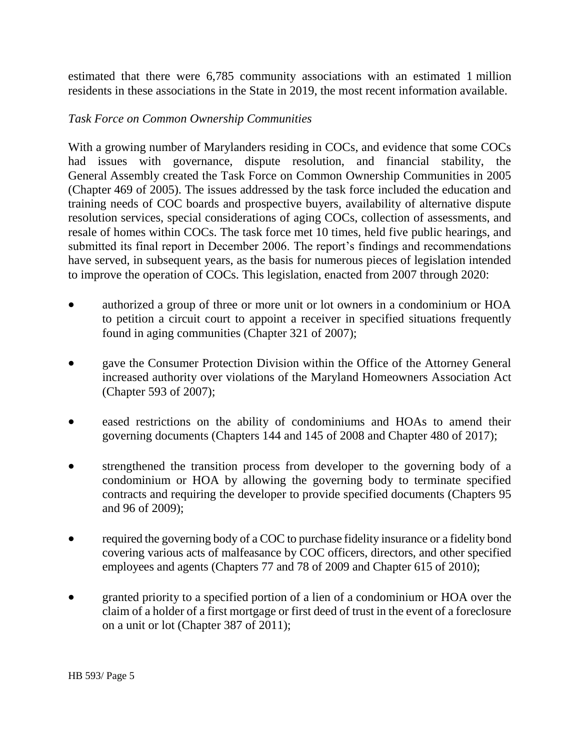estimated that there were 6,785 community associations with an estimated 1 million residents in these associations in the State in 2019, the most recent information available.

*Task Force on Common Ownership Communities*

With a growing number of Marylanders residing in COCs, and evidence that some COCs had issues with governance, dispute resolution, and financial stability, the General Assembly created the Task Force on Common Ownership Communities in 2005 (Chapter 469 of 2005). The issues addressed by the task force included the education and training needs of COC boards and prospective buyers, availability of alternative dispute resolution services, special considerations of aging COCs, collection of assessments, and resale of homes within COCs. The task force met 10 times, held five public hearings, and submitted its final report in December 2006. The report's findings and recommendations have served, in subsequent years, as the basis for numerous pieces of legislation intended to improve the operation of COCs. This legislation, enacted from 2007 through 2020:

- authorized a group of three or more unit or lot owners in a condominium or HOA to petition a circuit court to appoint a receiver in specified situations frequently found in aging communities (Chapter 321 of 2007);
- gave the Consumer Protection Division within the Office of the Attorney General increased authority over violations of the Maryland Homeowners Association Act (Chapter 593 of 2007);
- eased restrictions on the ability of condominiums and HOAs to amend their governing documents (Chapters 144 and 145 of 2008 and Chapter 480 of 2017);
- strengthened the transition process from developer to the governing body of a condominium or HOA by allowing the governing body to terminate specified contracts and requiring the developer to provide specified documents (Chapters 95 and 96 of 2009);
- required the governing body of a COC to purchase fidelity insurance or a fidelity bond covering various acts of malfeasance by COC officers, directors, and other specified employees and agents (Chapters 77 and 78 of 2009 and Chapter 615 of 2010);
- granted priority to a specified portion of a lien of a condominium or HOA over the claim of a holder of a first mortgage or first deed of trust in the event of a foreclosure on a unit or lot (Chapter 387 of 2011);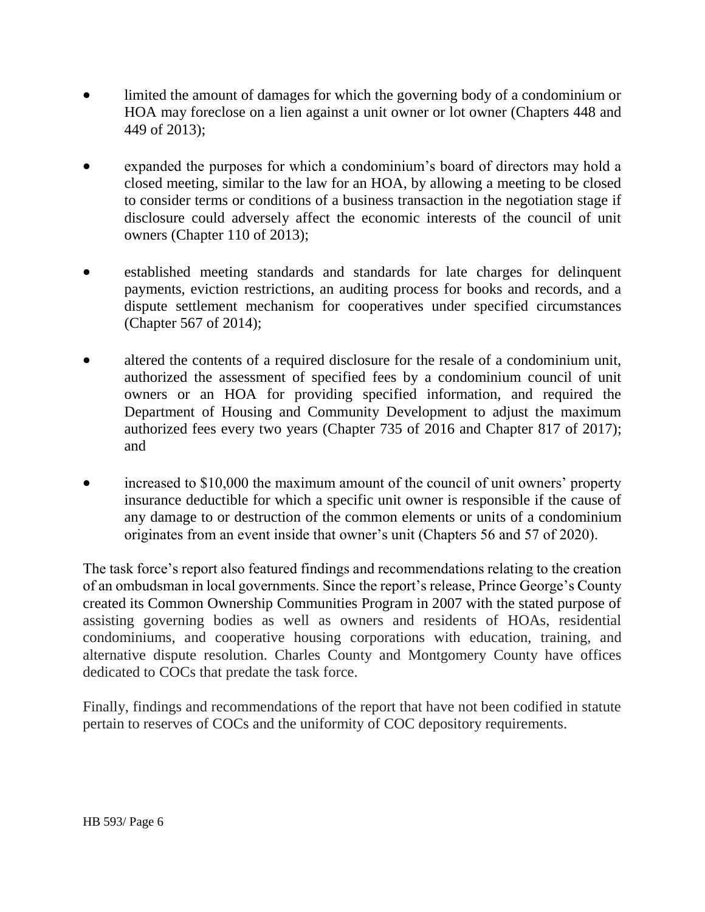- limited the amount of damages for which the governing body of a condominium or HOA may foreclose on a lien against a unit owner or lot owner (Chapters 448 and 449 of 2013);
- expanded the purposes for which a condominium's board of directors may hold a closed meeting, similar to the law for an HOA, by allowing a meeting to be closed to consider terms or conditions of a business transaction in the negotiation stage if disclosure could adversely affect the economic interests of the council of unit owners (Chapter 110 of 2013);
- established meeting standards and standards for late charges for delinquent payments, eviction restrictions, an auditing process for books and records, and a dispute settlement mechanism for cooperatives under specified circumstances (Chapter 567 of 2014);
- altered the contents of a required disclosure for the resale of a condominium unit, authorized the assessment of specified fees by a condominium council of unit owners or an HOA for providing specified information, and required the Department of Housing and Community Development to adjust the maximum authorized fees every two years (Chapter 735 of 2016 and Chapter 817 of 2017); and
- increased to $10,000 the maximum amount of the council of unit owners' property insurance deductible for which a specific unit owner is responsible if the cause of any damage to or destruction of the common elements or units of a condominium originates from an event inside that owner's unit (Chapters 56 and 57 of 2020).

The task force's report also featured findings and recommendations relating to the creation of an ombudsman in local governments. Since the report's release, Prince George's County created its Common Ownership Communities Program in 2007 with the stated purpose of assisting governing bodies as well as owners and residents of HOAs, residential condominiums, and cooperative housing corporations with education, training, and alternative dispute resolution. Charles County and Montgomery County have offices dedicated to COCs that predate the task force.

Finally, findings and recommendations of the report that have not been codified in statute pertain to reserves of COCs and the uniformity of COC depository requirements.